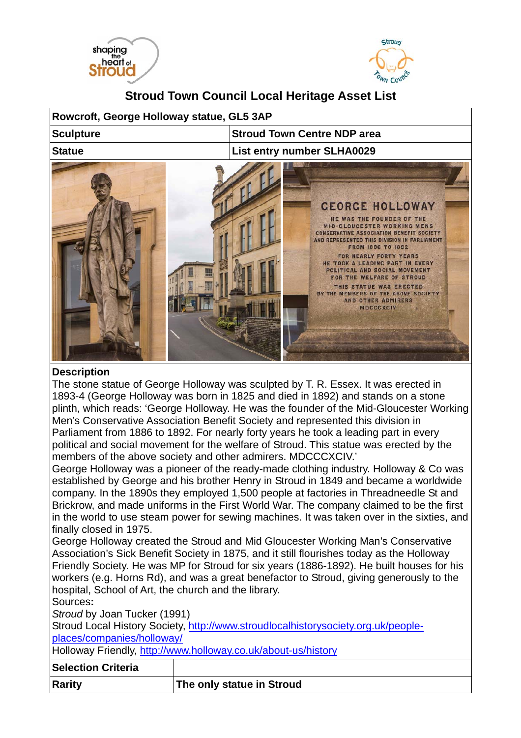## Stroud Town Council Local Heritage Asset List

| Rowcroft, George Holloway statue, GL5 3AP | |
|---|---|
| **Sculpture** | **Stroud Town Centre NDP area** |
| **Statue** | **List entry number SLHA0029** |

**Description**

The stone statue of George Holloway was sculpted by T. R. Essex. It was erected in 1893-4 (George Holloway was born in 1825 and died in 1892) and stands on a stone plinth, which reads: 'George Holloway. He was the founder of the Mid-Gloucester Working Men's Conservative Association Benefit Society and represented this division in Parliament from 1886 to 1892. For nearly forty years he took a leading part in every political and social movement for the welfare of Stroud. This statue was erected by the members of the above society and other admirers. MDCCCXCIV.'

George Holloway was a pioneer of the ready-made clothing industry. Holloway & Co was established by George and his brother Henry in Stroud in 1849 and became a worldwide company. In the 1890s they employed 1,500 people at factories in Threadneedle St and Brickrow, and made uniforms in the First World War. The company claimed to be the first in the world to use steam power for sewing machines. It was taken over in the sixties, and finally closed in 1975.

George Holloway created the Stroud and Mid Gloucester Working Man's Conservative Association's Sick Benefit Society in 1875, and it still flourishes today as the Holloway Friendly Society. He was MP for Stroud for six years (1886-1892). He built houses for his workers (e.g. Horns Rd), and was a great benefactor to Stroud, giving generously to the hospital, School of Art, the church and the library.

Sources**:**

*Stroud* by Joan Tucker (1991)

Stroud Local History Society, http://www.stroudlocalhistorysociety.org.uk/people-places/companies/holloway/

Holloway Friendly, http://www.holloway.co.uk/about-us/history

| **Selection Criteria** | |
|---|---|
| **Rarity** | **The only statue in Stroud** |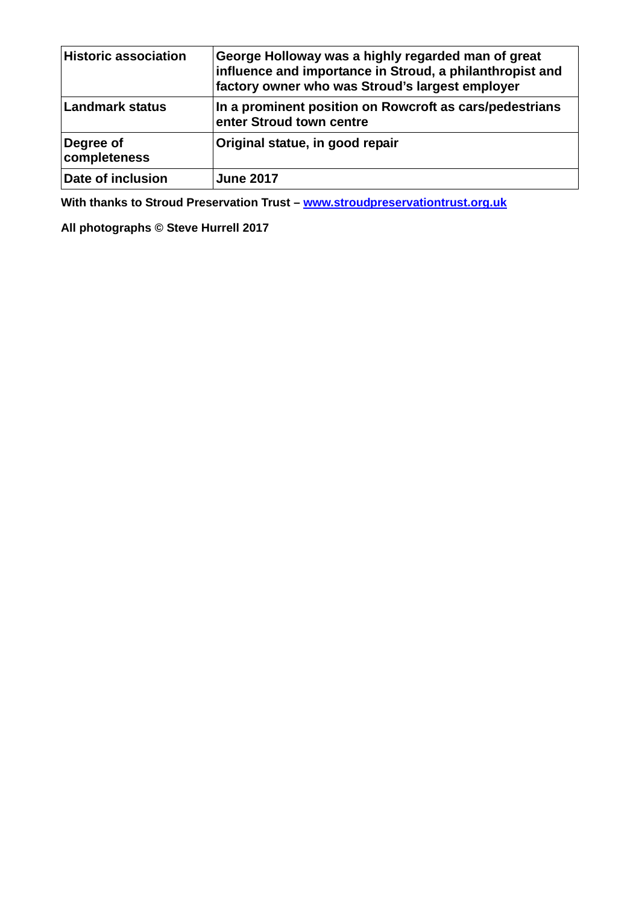| | |
|---|---|
| **Historic association** | **George Holloway was a highly regarded man of great influence and importance in Stroud, a philanthropist and factory owner who was Stroud's largest employer** |
| **Landmark status** | **In a prominent position on Rowcroft as cars/pedestrians enter Stroud town centre** |
| **Degree of completeness** | **Original statue, in good repair** |
| **Date of inclusion** | **June 2017** |

**With thanks to Stroud Preservation Trust – [www.stroudpreservationtrust.org.uk](http://www.stroudpreservationtrust.org.uk)**

**All photographs © Steve Hurrell 2017**